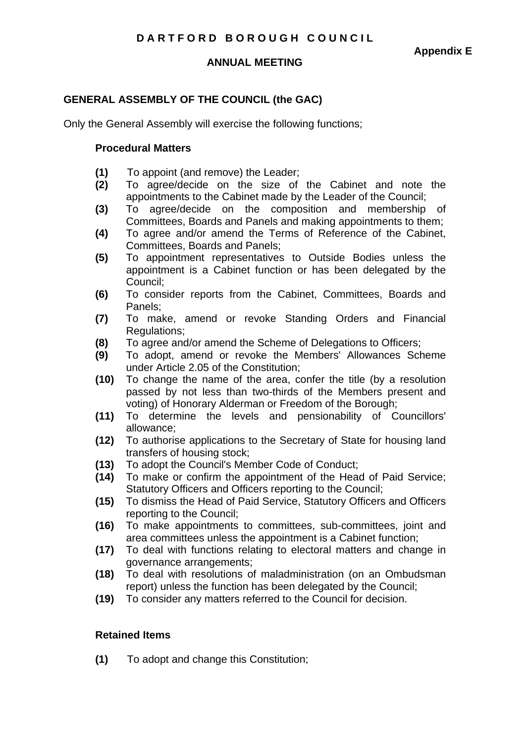**DARTFORD BOROUGH COUNCIL**

**Appendix E**

**ANNUAL MEETING**

## GENERAL ASSEMBLY OF THE COUNCIL (the GAC)

Only the General Assembly will exercise the following functions;

### Procedural Matters

**(1)** To appoint (and remove) the Leader;

**(2)** To agree/decide on the size of the Cabinet and note the appointments to the Cabinet made by the Leader of the Council;

**(3)** To agree/decide on the composition and membership of Committees, Boards and Panels and making appointments to them;

**(4)** To agree and/or amend the Terms of Reference of the Cabinet, Committees, Boards and Panels;

**(5)** To appointment representatives to Outside Bodies unless the appointment is a Cabinet function or has been delegated by the Council;

**(6)** To consider reports from the Cabinet, Committees, Boards and Panels;

**(7)** To make, amend or revoke Standing Orders and Financial Regulations;

**(8)** To agree and/or amend the Scheme of Delegations to Officers;

**(9)** To adopt, amend or revoke the Members' Allowances Scheme under Article 2.05 of the Constitution;

**(10)** To change the name of the area, confer the title (by a resolution passed by not less than two-thirds of the Members present and voting) of Honorary Alderman or Freedom of the Borough;

**(11)** To determine the levels and pensionability of Councillors' allowance;

**(12)** To authorise applications to the Secretary of State for housing land transfers of housing stock;

**(13)** To adopt the Council's Member Code of Conduct;

**(14)** To make or confirm the appointment of the Head of Paid Service; Statutory Officers and Officers reporting to the Council;

**(15)** To dismiss the Head of Paid Service, Statutory Officers and Officers reporting to the Council;

**(16)** To make appointments to committees, sub-committees, joint and area committees unless the appointment is a Cabinet function;

**(17)** To deal with functions relating to electoral matters and change in governance arrangements;

**(18)** To deal with resolutions of maladministration (on an Ombudsman report) unless the function has been delegated by the Council;

**(19)** To consider any matters referred to the Council for decision.

### Retained Items

**(1)** To adopt and change this Constitution;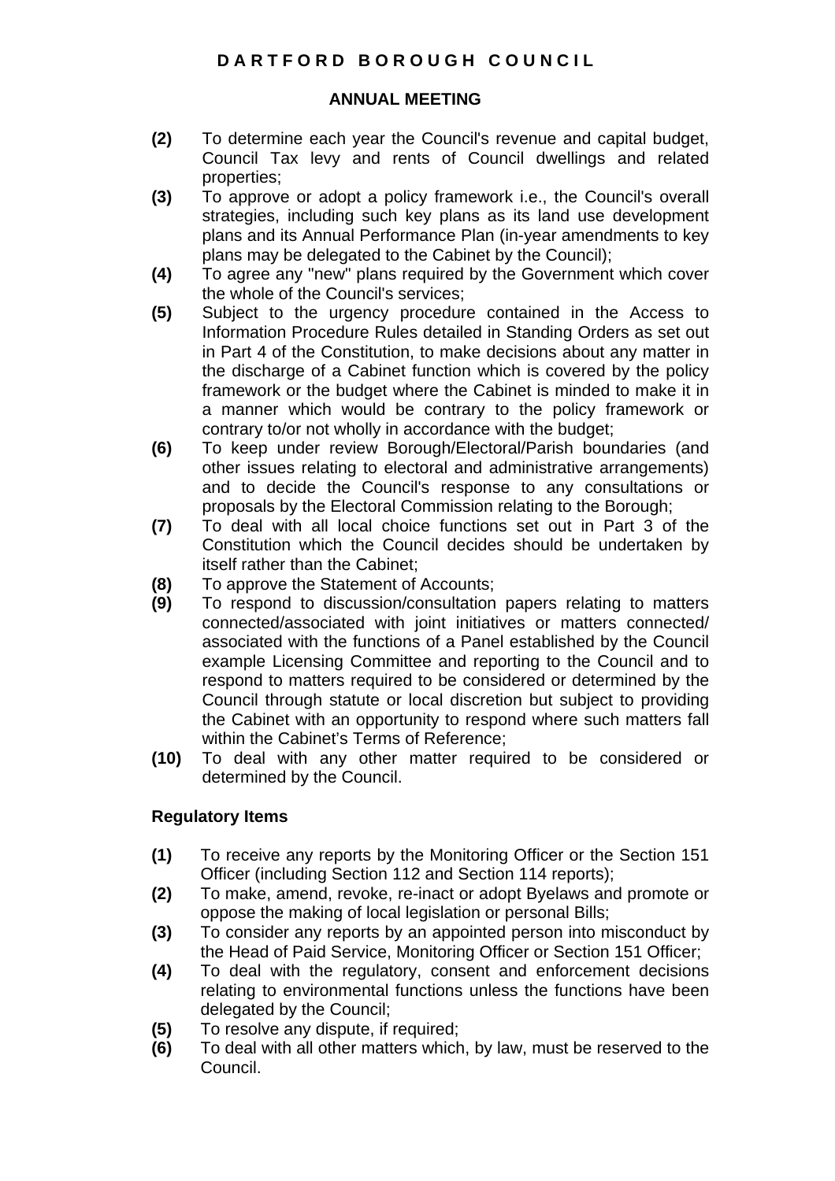**D A R T F O R D   B O R O U G H   C O U N C I L**

**ANNUAL MEETING**

**(2)** To determine each year the Council's revenue and capital budget, Council Tax levy and rents of Council dwellings and related properties;

**(3)** To approve or adopt a policy framework i.e., the Council's overall strategies, including such key plans as its land use development plans and its Annual Performance Plan (in-year amendments to key plans may be delegated to the Cabinet by the Council);

**(4)** To agree any "new" plans required by the Government which cover the whole of the Council's services;

**(5)** Subject to the urgency procedure contained in the Access to Information Procedure Rules detailed in Standing Orders as set out in Part 4 of the Constitution, to make decisions about any matter in the discharge of a Cabinet function which is covered by the policy framework or the budget where the Cabinet is minded to make it in a manner which would be contrary to the policy framework or contrary to/or not wholly in accordance with the budget;

**(6)** To keep under review Borough/Electoral/Parish boundaries (and other issues relating to electoral and administrative arrangements) and to decide the Council's response to any consultations or proposals by the Electoral Commission relating to the Borough;

**(7)** To deal with all local choice functions set out in Part 3 of the Constitution which the Council decides should be undertaken by itself rather than the Cabinet;

**(8)** To approve the Statement of Accounts;

**(9)** To respond to discussion/consultation papers relating to matters connected/associated with joint initiatives or matters connected/ associated with the functions of a Panel established by the Council example Licensing Committee and reporting to the Council and to respond to matters required to be considered or determined by the Council through statute or local discretion but subject to providing the Cabinet with an opportunity to respond where such matters fall within the Cabinet's Terms of Reference;

**(10)** To deal with any other matter required to be considered or determined by the Council.

**Regulatory Items**

**(1)** To receive any reports by the Monitoring Officer or the Section 151 Officer (including Section 112 and Section 114 reports);

**(2)** To make, amend, revoke, re-inact or adopt Byelaws and promote or oppose the making of local legislation or personal Bills;

**(3)** To consider any reports by an appointed person into misconduct by the Head of Paid Service, Monitoring Officer or Section 151 Officer;

**(4)** To deal with the regulatory, consent and enforcement decisions relating to environmental functions unless the functions have been delegated by the Council;

**(5)** To resolve any dispute, if required;

**(6)** To deal with all other matters which, by law, must be reserved to the Council.